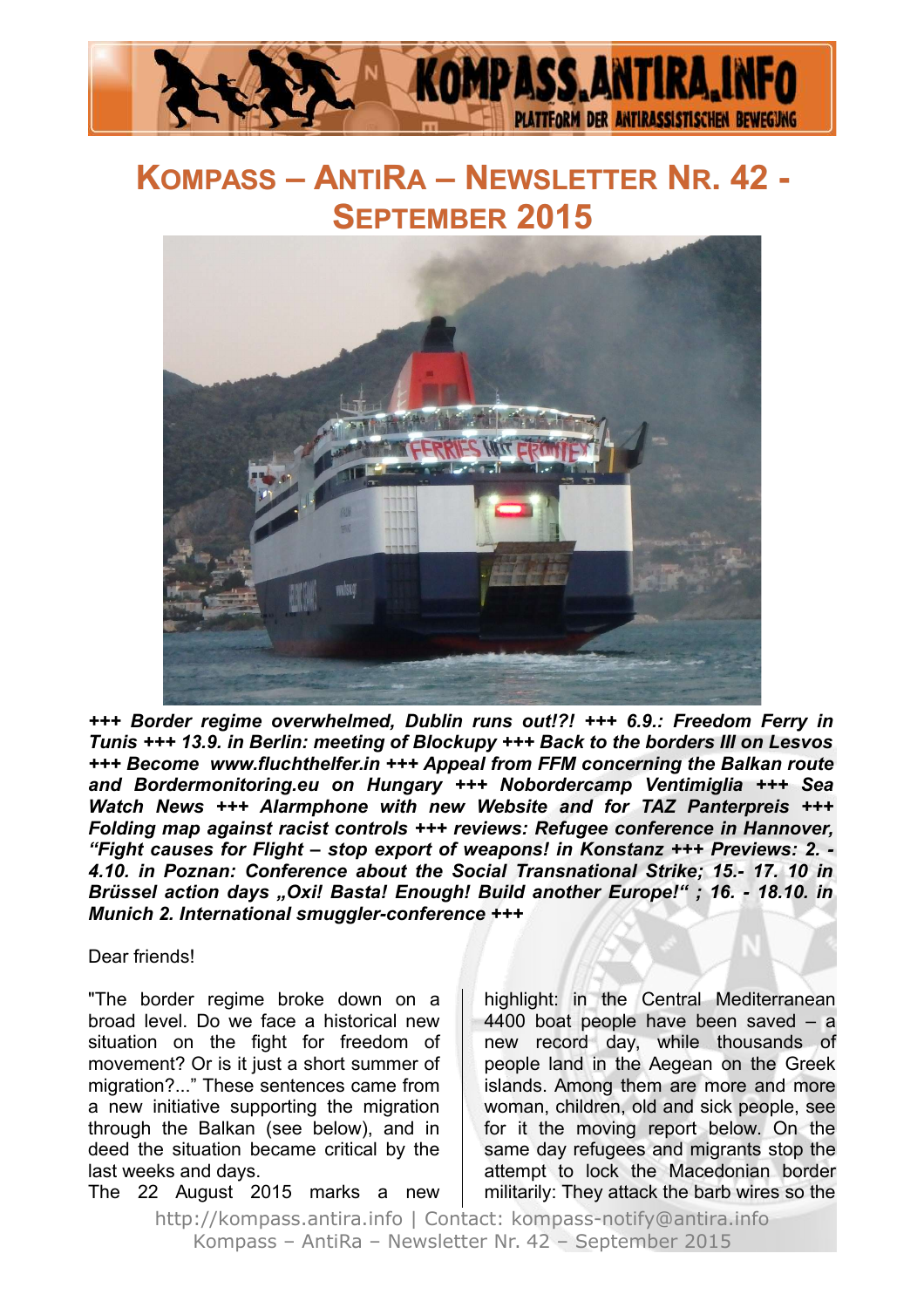# Kompass – AntiRa – Newsletter Nr. 42 - September 2015

***+++ Border regime overwhelmed, Dublin runs out!?! +++ 6.9.: Freedom Ferry in Tunis +++ 13.9. in Berlin: meeting of Blockupy +++ Back to the borders III on Lesvos +++ Become www.fluchthelfer.in +++ Appeal from FFM concerning the Balkan route and Bordermonitoring.eu on Hungary +++ Nobordercamp Ventimiglia +++ Sea Watch News +++ Alarmphone with new Website and for TAZ Panterpreis +++ Folding map against racist controls +++ reviews: Refugee conference in Hannover, "Fight causes for Flight – stop export of weapons! in Konstanz +++ Previews: 2. - 4.10. in Poznan: Conference about the Social Transnational Strike; 15.- 17. 10 in Brüssel action days „Oxi! Basta! Enough! Build another Europe!" ; 16. - 18.10. in Munich 2. International smuggler-conference +++***

Dear friends!

"The border regime broke down on a broad level. Do we face a historical new situation on the fight for freedom of movement? Or is it just a short summer of migration?..." These sentences came from a new initiative supporting the migration through the Balkan (see below), and in deed the situation became critical by the last weeks and days.

The 22 August 2015 marks a new highlight: in the Central Mediterranean 4400 boat people have been saved – a new record day, while thousands of people land in the Aegean on the Greek islands. Among them are more and more woman, children, old and sick people, see for it the moving report below. On the same day refugees and migrants stop the attempt to lock the Macedonian border militarily: They attack the barb wires so the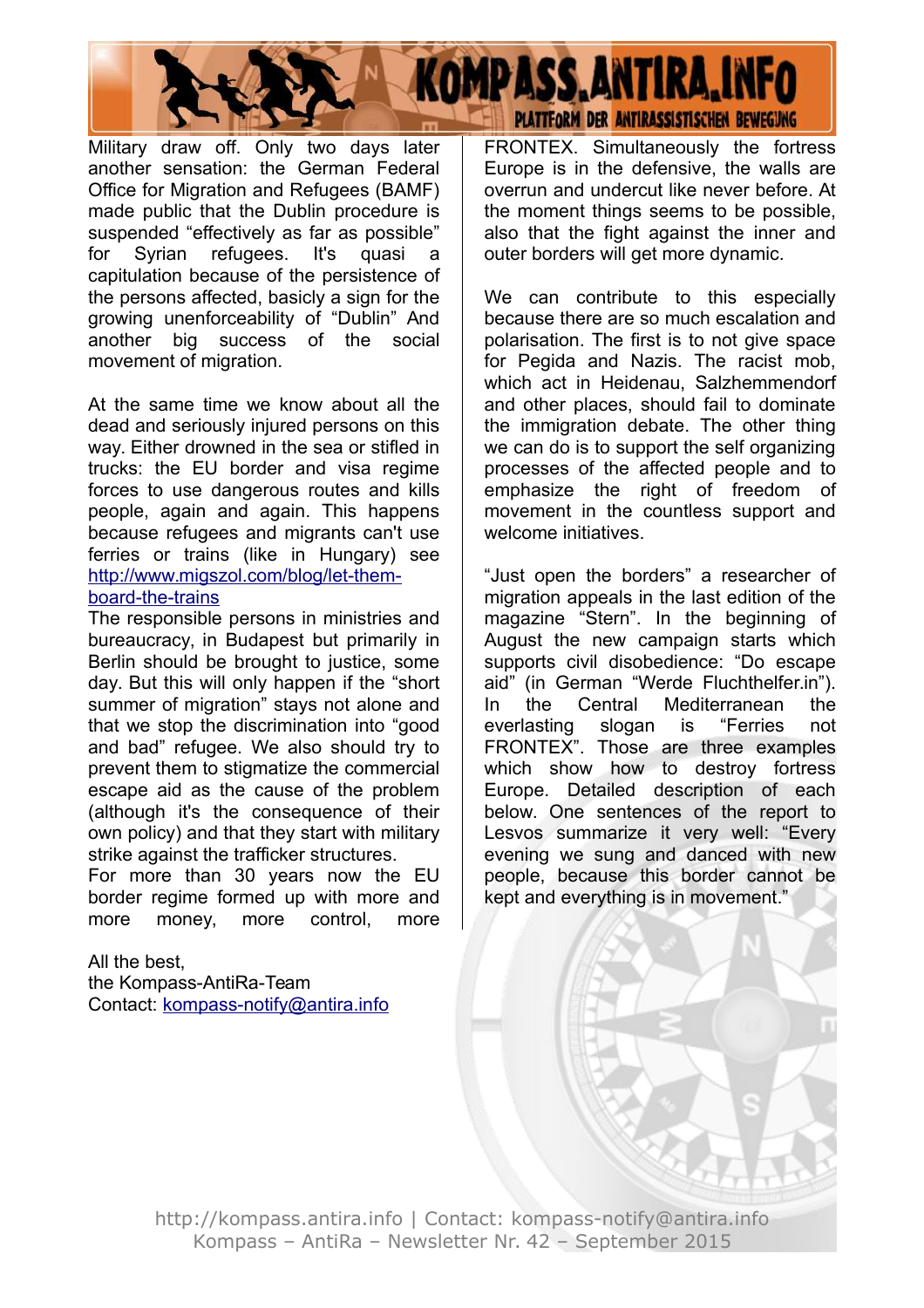Military draw off. Only two days later another sensation: the German Federal Office for Migration and Refugees (BAMF) made public that the Dublin procedure is suspended “effectively as far as possible” for Syrian refugees. It's quasi a capitulation because of the persistence of the persons affected, basicly a sign for the growing unenforceability of “Dublin” And another big success of the social movement of migration.

At the same time we know about all the dead and seriously injured persons on this way. Either drowned in the sea or stifled in trucks: the EU border and visa regime forces to use dangerous routes and kills people, again and again. This happens because refugees and migrants can't use ferries or trains (like in Hungary) see http://www.migszol.com/blog/let-them-board-the-trains
The responsible persons in ministries and bureaucracy, in Budapest but primarily in Berlin should be brought to justice, some day. But this will only happen if the “short summer of migration” stays not alone and that we stop the discrimination into “good and bad” refugee. We also should try to prevent them to stigmatize the commercial escape aid as the cause of the problem (although it's the consequence of their own policy) and that they start with military strike against the trafficker structures.
For more than 30 years now the EU border regime formed up with more and more money, more control, more FRONTEX. Simultaneously the fortress Europe is in the defensive, the walls are overrun and undercut like never before. At the moment things seems to be possible, also that the fight against the inner and outer borders will get more dynamic.

We can contribute to this especially because there are so much escalation and polarisation. The first is to not give space for Pegida and Nazis. The racist mob, which act in Heidenau, Salzhemmendorf and other places, should fail to dominate the immigration debate. The other thing we can do is to support the self organizing processes of the affected people and to emphasize the right of freedom of movement in the countless support and welcome initiatives.

“Just open the borders” a researcher of migration appeals in the last edition of the magazine “Stern”. In the beginning of August the new campaign starts which supports civil disobedience: “Do escape aid” (in German “Werde Fluchthelfer.in”). In the Central Mediterranean the everlasting slogan is “Ferries not FRONTEX”. Those are three examples which show how to destroy fortress Europe. Detailed description of each below. One sentences of the report to Lesvos summarize it very well: “Every evening we sung and danced with new people, because this border cannot be kept and everything is in movement.”

All the best,
the Kompass-AntiRa-Team
Contact: kompass-notify@antira.info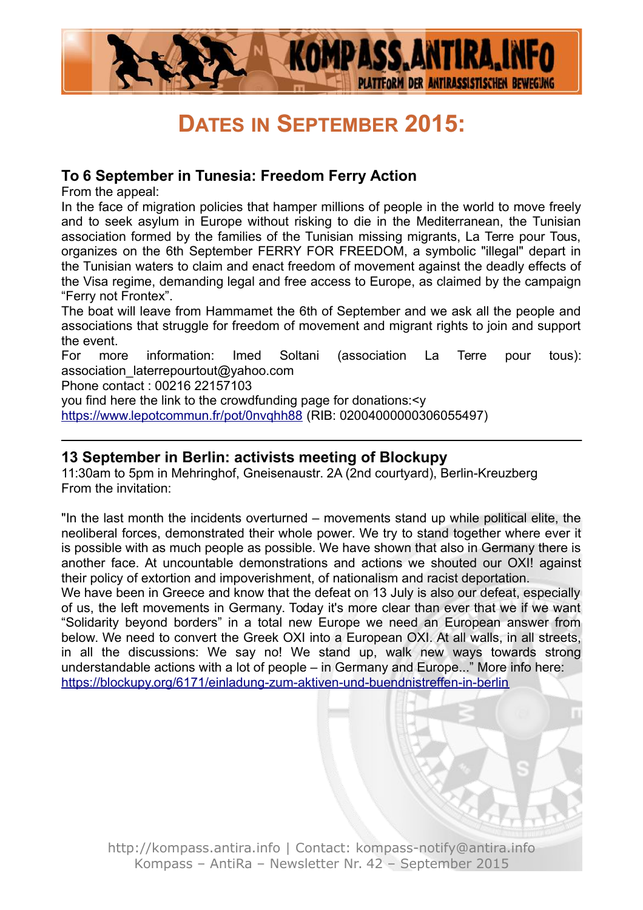# Dates in September 2015:

## To 6 September in Tunesia: Freedom Ferry Action

From the appeal:

In the face of migration policies that hamper millions of people in the world to move freely and to seek asylum in Europe without risking to die in the Mediterranean, the Tunisian association formed by the families of the Tunisian missing migrants, La Terre pour Tous, organizes on the 6th September FERRY FOR FREEDOM, a symbolic "illegal" depart in the Tunisian waters to claim and enact freedom of movement against the deadly effects of the Visa regime, demanding legal and free access to Europe, as claimed by the campaign “Ferry not Frontex”.

The boat will leave from Hammamet the 6th of September and we ask all the people and associations that struggle for freedom of movement and migrant rights to join and support the event.

For more information: Imed Soltani (association La Terre pour tous): association_laterrepourtout@yahoo.com

Phone contact : 00216 22157103

you find here the link to the crowdfunding page for donations:<y

https://www.lepotcommun.fr/pot/0nvqhh88 (RIB: 02004000000306055497)

---

## 13 September in Berlin: activists meeting of Blockupy

11:30am to 5pm in Mehringhof, Gneisenaustr. 2A (2nd courtyard), Berlin-Kreuzberg

From the invitation:

"In the last month the incidents overturned – movements stand up while political elite, the neoliberal forces, demonstrated their whole power. We try to stand together where ever it is possible with as much people as possible. We have shown that also in Germany there is another face. At uncountable demonstrations and actions we shouted our OXI! against their policy of extortion and impoverishment, of nationalism and racist deportation.

We have been in Greece and know that the defeat on 13 July is also our defeat, especially of us, the left movements in Germany. Today it's more clear than ever that we if we want “Solidarity beyond borders” in a total new Europe we need an European answer from below. We need to convert the Greek OXI into a European OXI. At all walls, in all streets, in all the discussions: We say no! We stand up, walk new ways towards strong understandable actions with a lot of people – in Germany and Europe...” More info here: https://blockupy.org/6171/einladung-zum-aktiven-und-buendnistreffen-in-berlin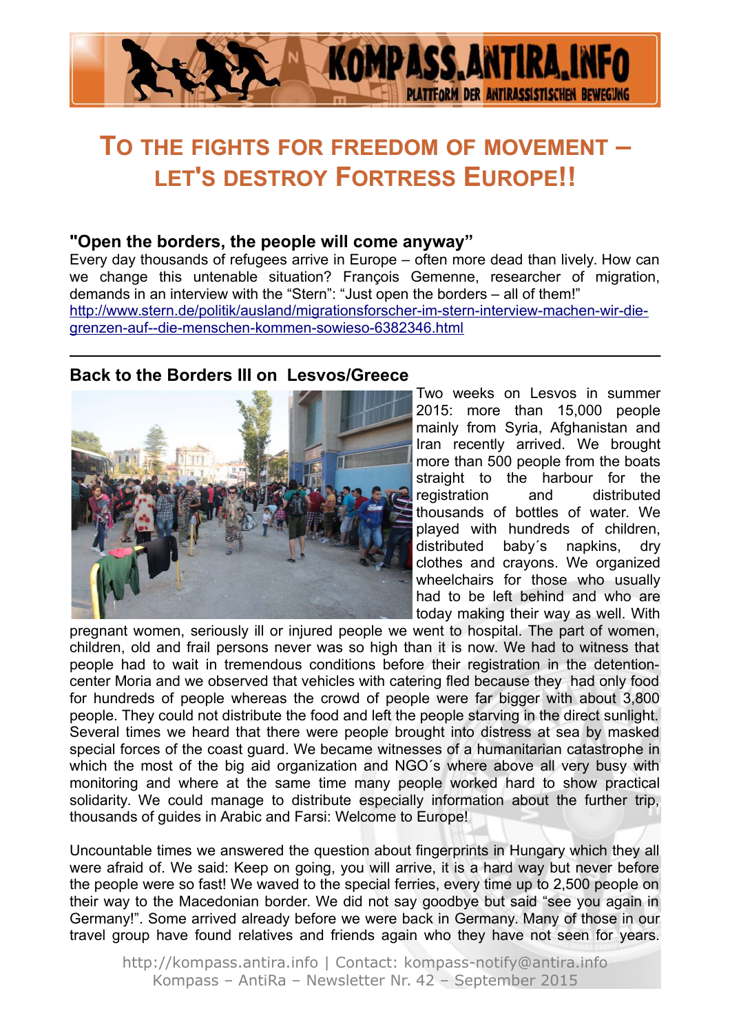# TO THE FIGHTS FOR FREEDOM OF MOVEMENT – LET'S DESTROY FORTRESS EUROPE!!

### "Open the borders, the people will come anyway"

Every day thousands of refugees arrive in Europe – often more dead than lively. How can we change this untenable situation? François Gemenne, researcher of migration, demands in an interview with the "Stern": "Just open the borders – all of them!"
http://www.stern.de/politik/ausland/migrationsforscher-im-stern-interview-machen-wir-die-grenzen-auf--die-menschen-kommen-sowieso-6382346.html

---

### Back to the Borders III on Lesvos/Greece

Two weeks on Lesvos in summer 2015: more than 15,000 people mainly from Syria, Afghanistan and Iran recently arrived. We brought more than 500 people from the boats straight to the harbour for the registration and distributed thousands of bottles of water. We played with hundreds of children, distributed baby´s napkins, dry clothes and crayons. We organized wheelchairs for those who usually had to be left behind and who are today making their way as well. With pregnant women, seriously ill or injured people we went to hospital. The part of women, children, old and frail persons never was so high than it is now. We had to witness that people had to wait in tremendous conditions before their registration in the detention-center Moria and we observed that vehicles with catering fled because they had only food for hundreds of people whereas the crowd of people were far bigger with about 3,800 people. They could not distribute the food and left the people starving in the direct sunlight. Several times we heard that there were people brought into distress at sea by masked special forces of the coast guard. We became witnesses of a humanitarian catastrophe in which the most of the big aid organization and NGO´s where above all very busy with monitoring and where at the same time many people worked hard to show practical solidarity. We could manage to distribute especially information about the further trip, thousands of guides in Arabic and Farsi: Welcome to Europe!

Uncountable times we answered the question about fingerprints in Hungary which they all were afraid of. We said: Keep on going, you will arrive, it is a hard way but never before the people were so fast! We waved to the special ferries, every time up to 2,500 people on their way to the Macedonian border. We did not say goodbye but said "see you again in Germany!". Some arrived already before we were back in Germany. Many of those in our travel group have found relatives and friends again who they have not seen for years.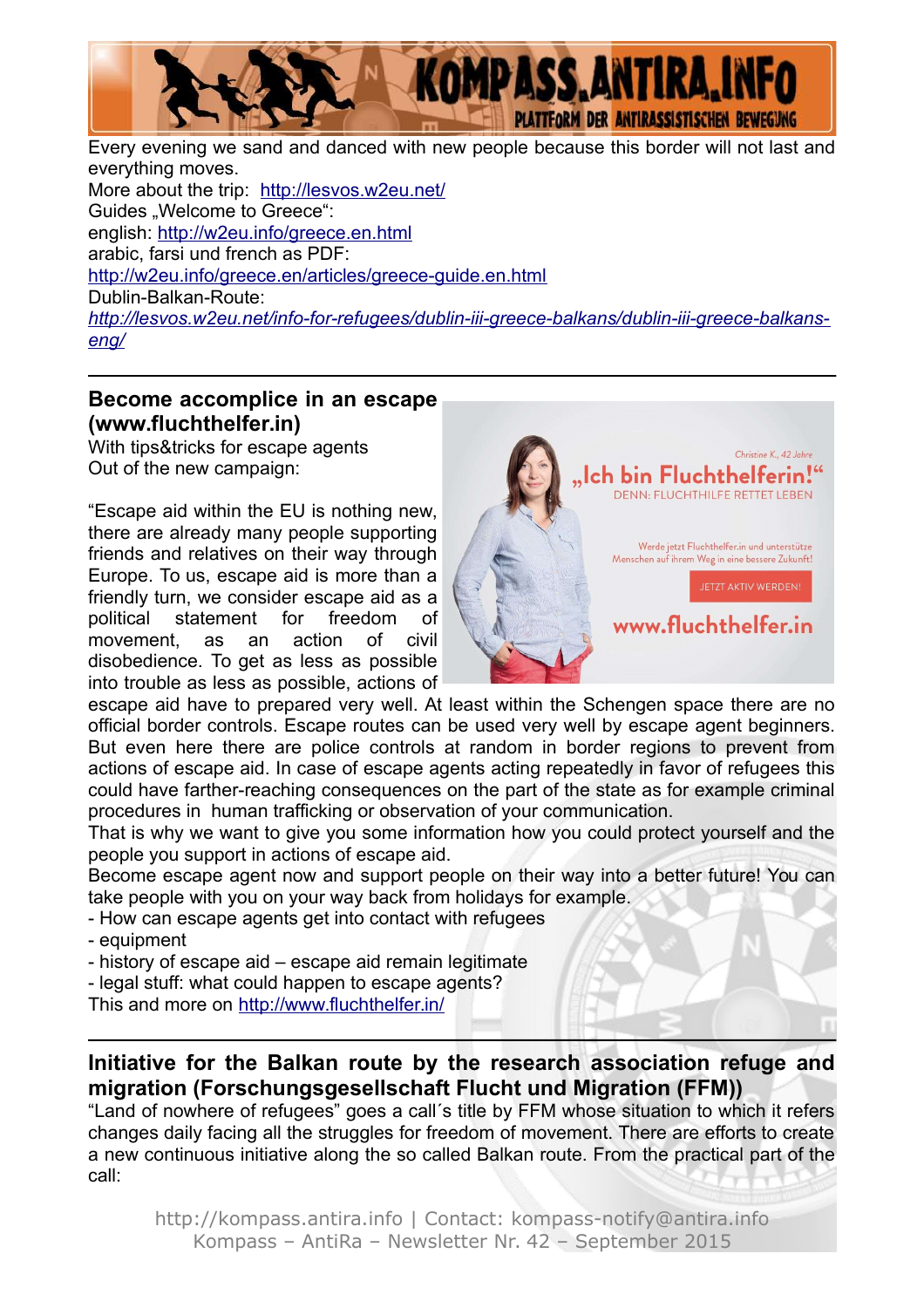Every evening we sand and danced with new people because this border will not last and everything moves.
More about the trip: http://lesvos.w2eu.net/
Guides „Welcome to Greece":
english: http://w2eu.info/greece.en.html
arabic, farsi und french as PDF:
http://w2eu.info/greece.en/articles/greece-guide.en.html
Dublin-Balkan-Route:
*http://lesvos.w2eu.net/info-for-refugees/dublin-iii-greece-balkans/dublin-iii-greece-balkans-eng/*

---

## Become accomplice in an escape (www.fluchthelfer.in)

With tips&tricks for escape agents
Out of the new campaign:

"Escape aid within the EU is nothing new, there are already many people supporting friends and relatives on their way through Europe. To us, escape aid is more than a friendly turn, we consider escape aid as a political statement for freedom of movement, as an action of civil disobedience. To get as less as possible into trouble as less as possible, actions of escape aid have to prepared very well. At least within the Schengen space there are no official border controls. Escape routes can be used very well by escape agent beginners. But even here there are police controls at random in border regions to prevent from actions of escape aid. In case of escape agents acting repeatedly in favor of refugees this could have farther-reaching consequences on the part of the state as for example criminal procedures in human trafficking or observation of your communication.
That is why we want to give you some information how you could protect yourself and the people you support in actions of escape aid.
Become escape agent now and support people on their way into a better future! You can take people with you on your way back from holidays for example.
- How can escape agents get into contact with refugees
- equipment
- history of escape aid – escape aid remain legitimate
- legal stuff: what could happen to escape agents?
This and more on http://www.fluchthelfer.in/

---

## Initiative for the Balkan route by the research association refuge and migration (Forschungsgesellschaft Flucht und Migration (FFM))

"Land of nowhere of refugees" goes a call´s title by FFM whose situation to which it refers changes daily facing all the struggles for freedom of movement. There are efforts to create a new continuous initiative along the so called Balkan route. From the practical part of the call: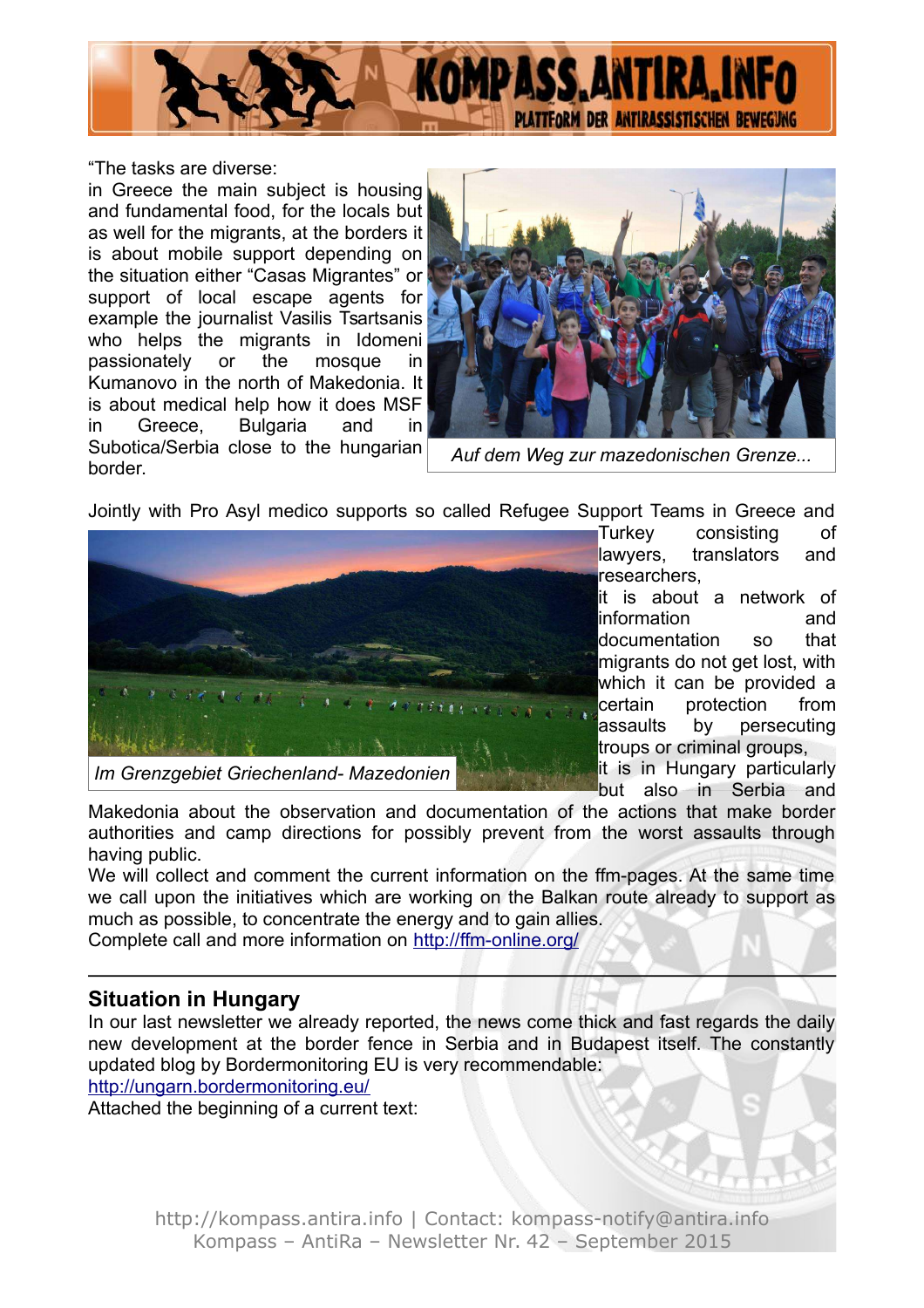"The tasks are diverse:
in Greece the main subject is housing and fundamental food, for the locals but as well for the migrants, at the borders it is about mobile support depending on the situation either "Casas Migrantes" or support of local escape agents for example the journalist Vasilis Tsartsanis who helps the migrants in Idomeni passionately or the mosque in Kumanovo in the north of Makedonia. It is about medical help how it does MSF in Greece, Bulgaria and in Subotica/Serbia close to the hungarian border.

*Auf dem Weg zur mazedonischen Grenze...*

Jointly with Pro Asyl medico supports so called Refugee Support Teams in Greece and Turkey consisting of lawyers, translators and researchers,
it is about a network of information and documentation so that migrants do not get lost, with which it can be provided a certain protection from assaults by persecuting troups or criminal groups,
it is in Hungary particularly but also in Serbia and Makedonia about the observation and documentation of the actions that make border authorities and camp directions for possibly prevent from the worst assaults through having public.

*Im Grenzgebiet Griechenland- Mazedonien*

We will collect and comment the current information on the ffm-pages. At the same time we call upon the initiatives which are working on the Balkan route already to support as much as possible, to concentrate the energy and to gain allies.
Complete call and more information on http://ffm-online.org/

---

## Situation in Hungary

In our last newsletter we already reported, the news come thick and fast regards the daily new development at the border fence in Serbia and in Budapest itself. The constantly updated blog by Bordermonitoring EU is very recommendable:
http://ungarn.bordermonitoring.eu/
Attached the beginning of a current text: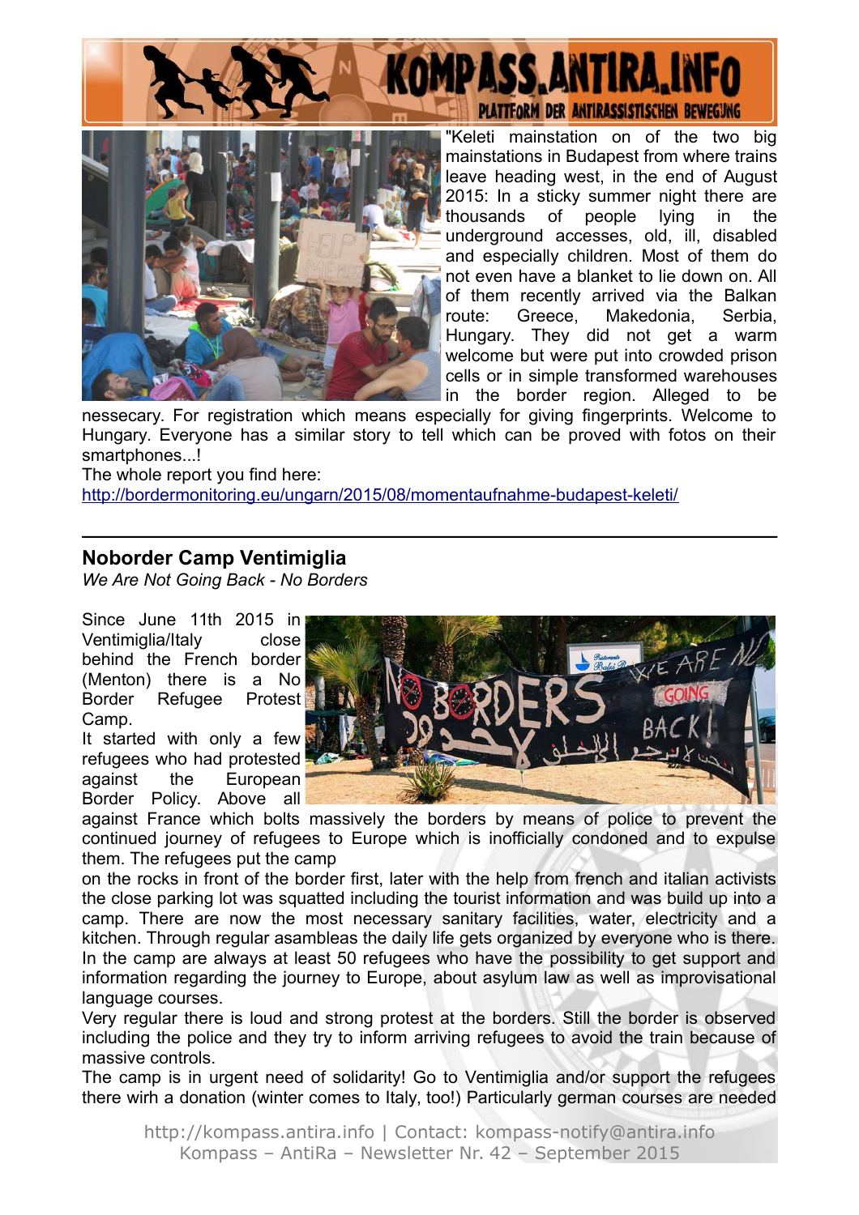"Keleti mainstation on of the two big mainstations in Budapest from where trains leave heading west, in the end of August 2015: In a sticky summer night there are thousands of people lying in the underground accesses, old, ill, disabled and especially children. Most of them do not even have a blanket to lie down on. All of them recently arrived via the Balkan route: Greece, Makedonia, Serbia, Hungary. They did not get a warm welcome but were put into crowded prison cells or in simple transformed warehouses in the border region. Alleged to be nessecary. For registration which means especially for giving fingerprints. Welcome to Hungary. Everyone has a similar story to tell which can be proved with fotos on their smartphones...!

The whole report you find here:
http://bordermonitoring.eu/ungarn/2015/08/momentaufnahme-budapest-keleti/

---

## Noborder Camp Ventimiglia

*We Are Not Going Back - No Borders*

Since June 11th 2015 in Ventimiglia/Italy close behind the French border (Menton) there is a No Border Refugee Protest Camp.

It started with only a few refugees who had protested against the European Border Policy. Above all against France which bolts massively the borders by means of police to prevent the continued journey of refugees to Europe which is inofficially condoned and to expulse them. The refugees put the camp on the rocks in front of the border first, later with the help from french and italian activists the close parking lot was squatted including the tourist information and was build up into a camp. There are now the most necessary sanitary facilities, water, electricity and a kitchen. Through regular asambleas the daily life gets organized by everyone who is there. In the camp are always at least 50 refugees who have the possibility to get support and information regarding the journey to Europe, about asylum law as well as improvisational language courses.

Very regular there is loud and strong protest at the borders. Still the border is observed including the police and they try to inform arriving refugees to avoid the train because of massive controls.

The camp is in urgent need of solidarity! Go to Ventimiglia and/or support the refugees there wirh a donation (winter comes to Italy, too!) Particularly german courses are needed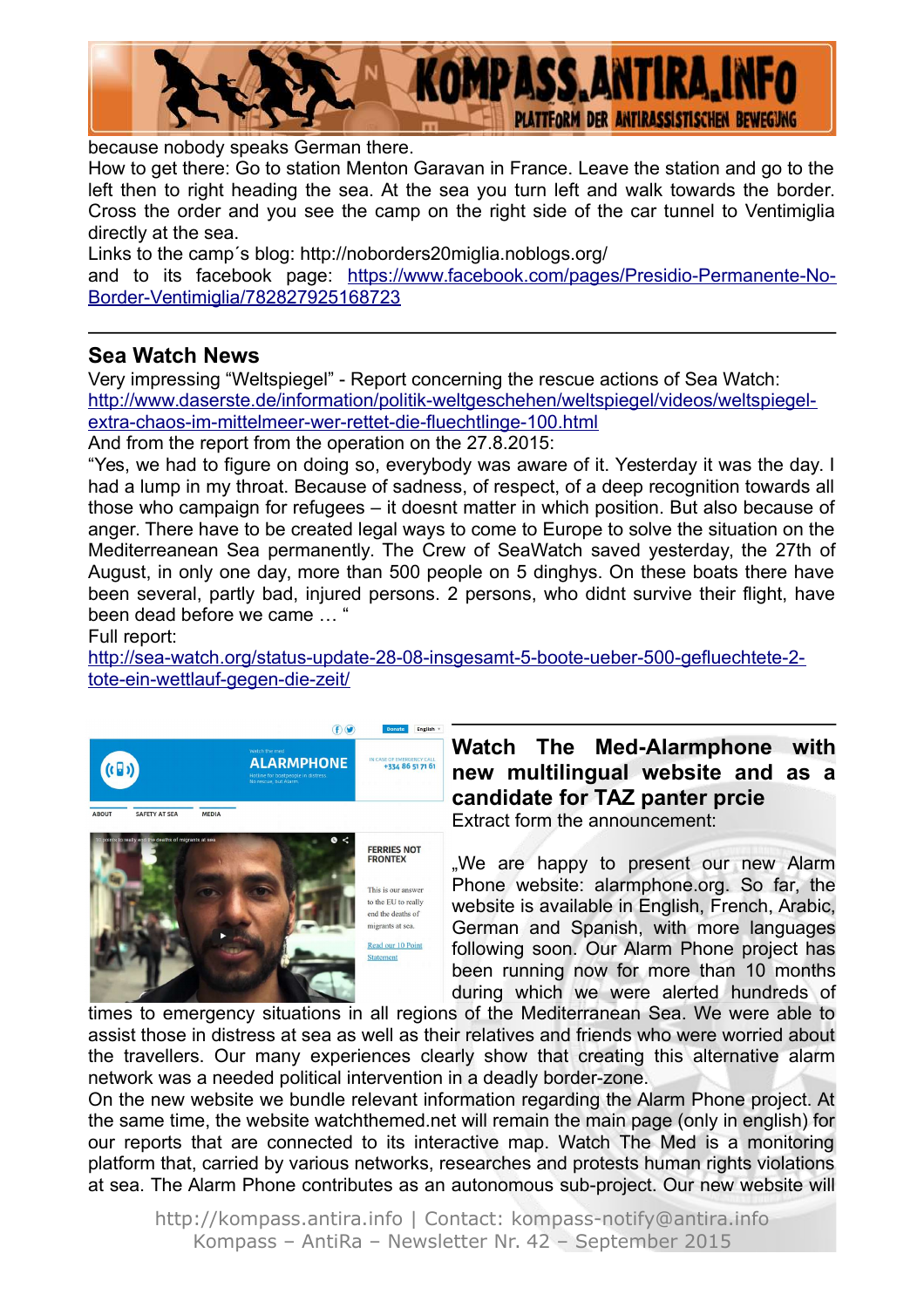because nobody speaks German there.
How to get there: Go to station Menton Garavan in France. Leave the station and go to the left then to right heading the sea. At the sea you turn left and walk towards the border. Cross the order and you see the camp on the right side of the car tunnel to Ventimiglia directly at the sea.
Links to the camp´s blog: http://noborders20miglia.noblogs.org/
and to its facebook page: https://www.facebook.com/pages/Presidio-Permanente-No-Border-Ventimiglia/782827925168723

---

## Sea Watch News

Very impressing "Weltspiegel" - Report concerning the rescue actions of Sea Watch:
http://www.daserste.de/information/politik-weltgeschehen/weltspiegel/videos/weltspiegel-extra-chaos-im-mittelmeer-wer-rettet-die-fluechtlinge-100.html
And from the report from the operation on the 27.8.2015:
"Yes, we had to figure on doing so, everybody was aware of it. Yesterday it was the day. I had a lump in my throat. Because of sadness, of respect, of a deep recognition towards all those who campaign for refugees – it doesnt matter in which position. But also because of anger. There have to be created legal ways to come to Europe to solve the situation on the Mediterreanean Sea permanently. The Crew of SeaWatch saved yesterday, the 27th of August, in only one day, more than 500 people on 5 dinghys. On these boats there have been several, partly bad, injured persons. 2 persons, who didnt survive their flight, have been dead before we came … "
Full report:
http://sea-watch.org/status-update-28-08-insgesamt-5-boote-ueber-500-gefluechtete-2-tote-ein-wettlauf-gegen-die-zeit/

---

## Watch The Med-Alarmphone with new multilingual website and as a candidate for TAZ panter prcie

Extract form the announcement:

„We are happy to present our new Alarm Phone website: alarmphone.org. So far, the website is available in English, French, Arabic, German and Spanish, with more languages following soon. Our Alarm Phone project has been running now for more than 10 months during which we were alerted hundreds of times to emergency situations in all regions of the Mediterranean Sea. We were able to assist those in distress at sea as well as their relatives and friends who were worried about the travellers. Our many experiences clearly show that creating this alternative alarm network was a needed political intervention in a deadly border-zone.
On the new website we bundle relevant information regarding the Alarm Phone project. At the same time, the website watchthemed.net will remain the main page (only in english) for our reports that are connected to its interactive map. Watch The Med is a monitoring platform that, carried by various networks, researches and protests human rights violations at sea. The Alarm Phone contributes as an autonomous sub-project. Our new website will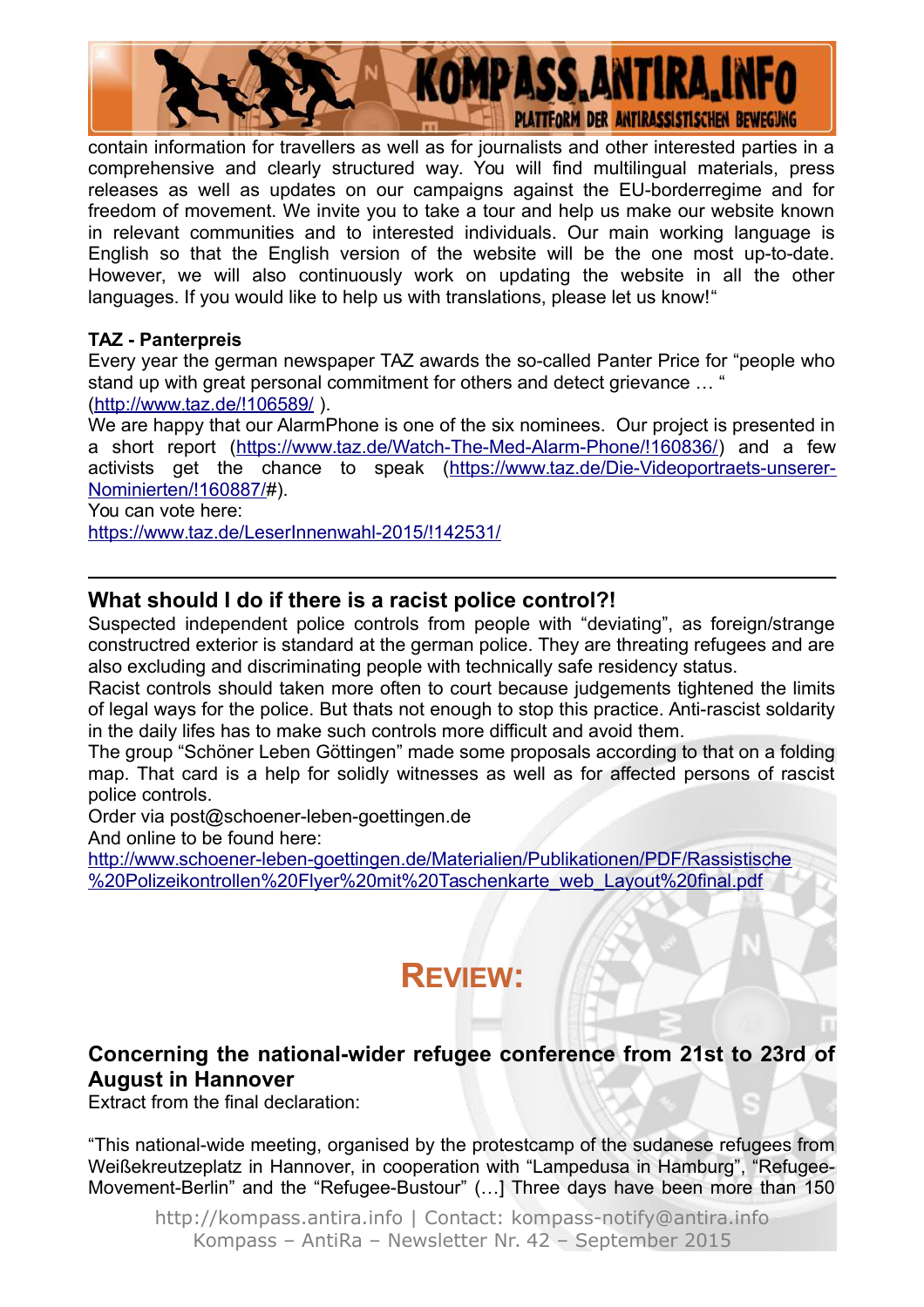contain information for travellers as well as for journalists and other interested parties in a comprehensive and clearly structured way. You will find multilingual materials, press releases as well as updates on our campaigns against the EU-borderregime and for freedom of movement. We invite you to take a tour and help us make our website known in relevant communities and to interested individuals. Our main working language is English so that the English version of the website will be the one most up-to-date. However, we will also continuously work on updating the website in all the other languages. If you would like to help us with translations, please let us know!"

**TAZ - Panterpreis**

Every year the german newspaper TAZ awards the so-called Panter Price for "people who stand up with great personal commitment for others and detect grievance … " (http://www.taz.de/!106589/ ).

We are happy that our AlarmPhone is one of the six nominees. Our project is presented in a short report (https://www.taz.de/Watch-The-Med-Alarm-Phone/!160836/) and a few activists get the chance to speak (https://www.taz.de/Die-Videoportraets-unserer-Nominierten/!160887/#).

You can vote here:

https://www.taz.de/LeserInnenwahl-2015/!142531/

---

## What should I do if there is a racist police control?!

Suspected independent police controls from people with "deviating", as foreign/strange constructred exterior is standard at the german police. They are threating refugees and are also excluding and discriminating people with technically safe residency status.

Racist controls should taken more often to court because judgements tightened the limits of legal ways for the police. But thats not enough to stop this practice. Anti-rascist soldarity in the daily lifes has to make such controls more difficult and avoid them.

The group "Schöner Leben Göttingen" made some proposals according to that on a folding map. That card is a help for solidly witnesses as well as for affected persons of rascist police controls.

Order via post@schoener-leben-goettingen.de

And online to be found here:

http://www.schoener-leben-goettingen.de/Materialien/Publikationen/PDF/Rassistische%20Polizeikontrollen%20Flyer%20mit%20Taschenkarte_web_Layout%20final.pdf

# REVIEW:

## Concerning the national-wider refugee conference from 21st to 23rd of August in Hannover

Extract from the final declaration:

"This national-wide meeting, organised by the protestcamp of the sudanese refugees from Weißekreutzeplatz in Hannover, in cooperation with "Lampedusa in Hamburg", "Refugee-Movement-Berlin" and the "Refugee-Bustour" (…] Three days have been more than 150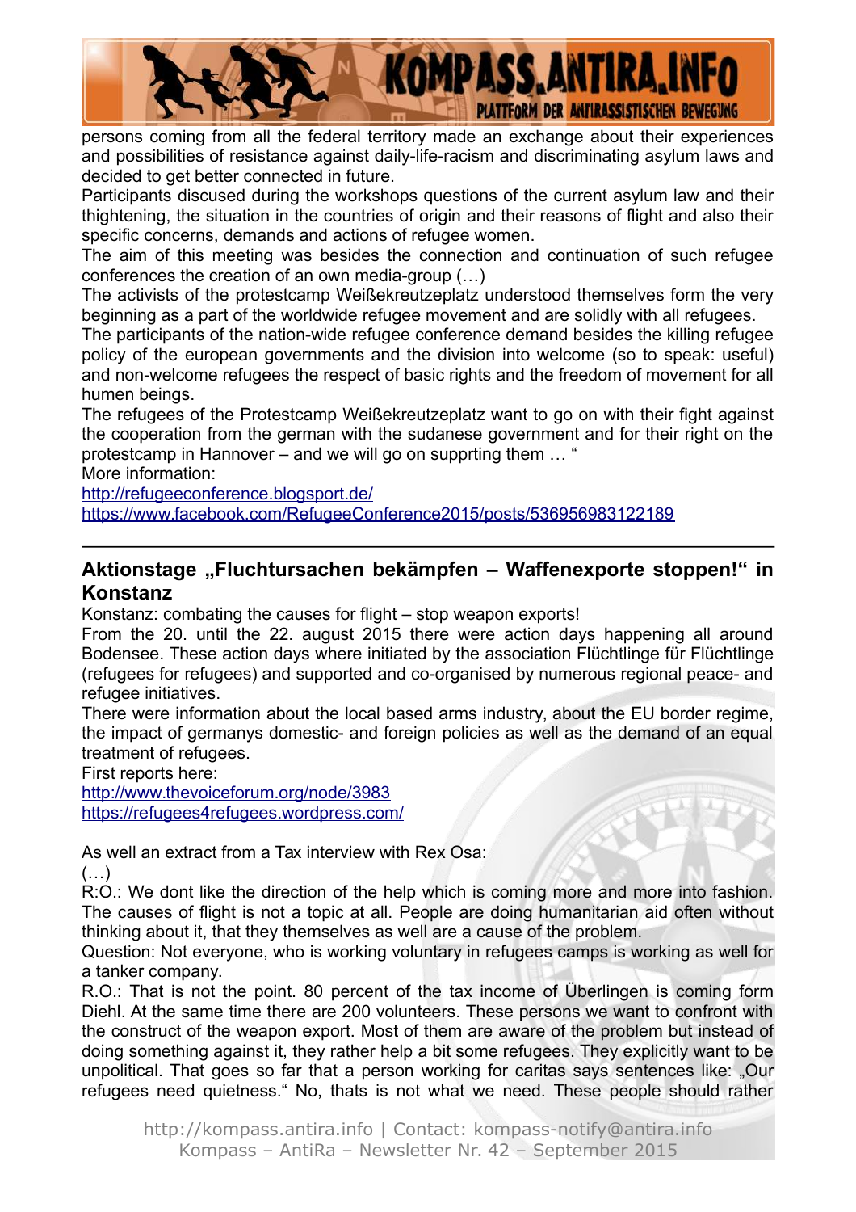persons coming from all the federal territory made an exchange about their experiences and possibilities of resistance against daily-life-racism and discriminating asylum laws and decided to get better connected in future.

Participants discused during the workshops questions of the current asylum law and their thightening, the situation in the countries of origin and their reasons of flight and also their specific concerns, demands and actions of refugee women.

The aim of this meeting was besides the connection and continuation of such refugee conferences the creation of an own media-group (…)

The activists of the protestcamp Weißekreutzeplatz understood themselves form the very beginning as a part of the worldwide refugee movement and are solidly with all refugees.

The participants of the nation-wide refugee conference demand besides the killing refugee policy of the european governments and the division into welcome (so to speak: useful) and non-welcome refugees the respect of basic rights and the freedom of movement for all humen beings.

The refugees of the Protestcamp Weißekreutzeplatz want to go on with their fight against the cooperation from the german with the sudanese government and for their right on the protestcamp in Hannover – and we will go on supprting them … "

More information:

http://refugeeconference.blogsport.de/
https://www.facebook.com/RefugeeConference2015/posts/536956983122189

---

## Aktionstage „Fluchtursachen bekämpfen – Waffenexporte stoppen!" in Konstanz

Konstanz: combating the causes for flight – stop weapon exports!

From the 20. until the 22. august 2015 there were action days happening all around Bodensee. These action days where initiated by the association Flüchtlinge für Flüchtlinge (refugees for refugees) and supported and co-organised by numerous regional peace- and refugee initiatives.

There were information about the local based arms industry, about the EU border regime, the impact of germanys domestic- and foreign policies as well as the demand of an equal treatment of refugees.

First reports here:

http://www.thevoiceforum.org/node/3983
https://refugees4refugees.wordpress.com/

As well an extract from a Tax interview with Rex Osa:

(…)

R:O.: We dont like the direction of the help which is coming more and more into fashion. The causes of flight is not a topic at all. People are doing humanitarian aid often without thinking about it, that they themselves as well are a cause of the problem.

Question: Not everyone, who is working voluntary in refugees camps is working as well for a tanker company.

R.O.: That is not the point. 80 percent of the tax income of Überlingen is coming form Diehl. At the same time there are 200 volunteers. These persons we want to confront with the construct of the weapon export. Most of them are aware of the problem but instead of doing something against it, they rather help a bit some refugees. They explicitly want to be unpolitical. That goes so far that a person working for caritas says sentences like: „Our refugees need quietness." No, thats is not what we need. These people should rather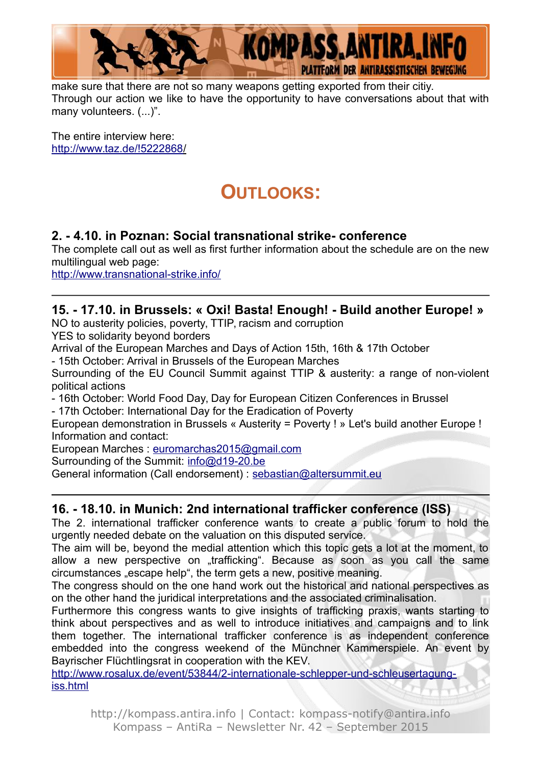make sure that there are not so many weapons getting exported from their citiy. Through our action we like to have the opportunity to have conversations about that with many volunteers. (...)".

The entire interview here:
http://www.taz.de/!5222868/

# OUTLOOKS:

### 2. - 4.10. in Poznan: Social transnational strike- conference

The complete call out as well as first further information about the schedule are on the new multilingual web page:
http://www.transnational-strike.info/

---

### 15. - 17.10. in Brussels: « Oxi! Basta! Enough! - Build another Europe! »

NO to austerity policies, poverty, TTIP, racism and corruption
YES to solidarity beyond borders
Arrival of the European Marches and Days of Action 15th, 16th & 17th October
- 15th October: Arrival in Brussels of the European Marches
Surrounding of the EU Council Summit against TTIP & austerity: a range of non-violent political actions
- 16th October: World Food Day, Day for European Citizen Conferences in Brussel
- 17th October: International Day for the Eradication of Poverty
European demonstration in Brussels « Austerity = Poverty ! » Let's build another Europe !
Information and contact:
European Marches : euromarchas2015@gmail.com
Surrounding of the Summit: info@d19-20.be
General information (Call endorsement) : sebastian@altersummit.eu

---

### 16. - 18.10. in Munich: 2nd international trafficker conference (ISS)

The 2. international trafficker conference wants to create a public forum to hold the urgently needed debate on the valuation on this disputed service.
The aim will be, beyond the medial attention which this topic gets a lot at the moment, to allow a new perspective on „trafficking". Because as soon as you call the same circumstances „escape help", the term gets a new, positive meaning.
The congress should on the one hand work out the historical and national perspectives as on the other hand the juridical interpretations and the associated criminalisation.
Furthermore this congress wants to give insights of trafficking praxis, wants starting to think about perspectives and as well to introduce initiatives and campaigns and to link them together. The international trafficker conference is as independent conference embedded into the congress weekend of the Münchner Kammerspiele. An event by Bayrischer Flüchtlingsrat in cooperation with the KEV.
http://www.rosalux.de/event/53844/2-internationale-schlepper-und-schleusertagung-iss.html